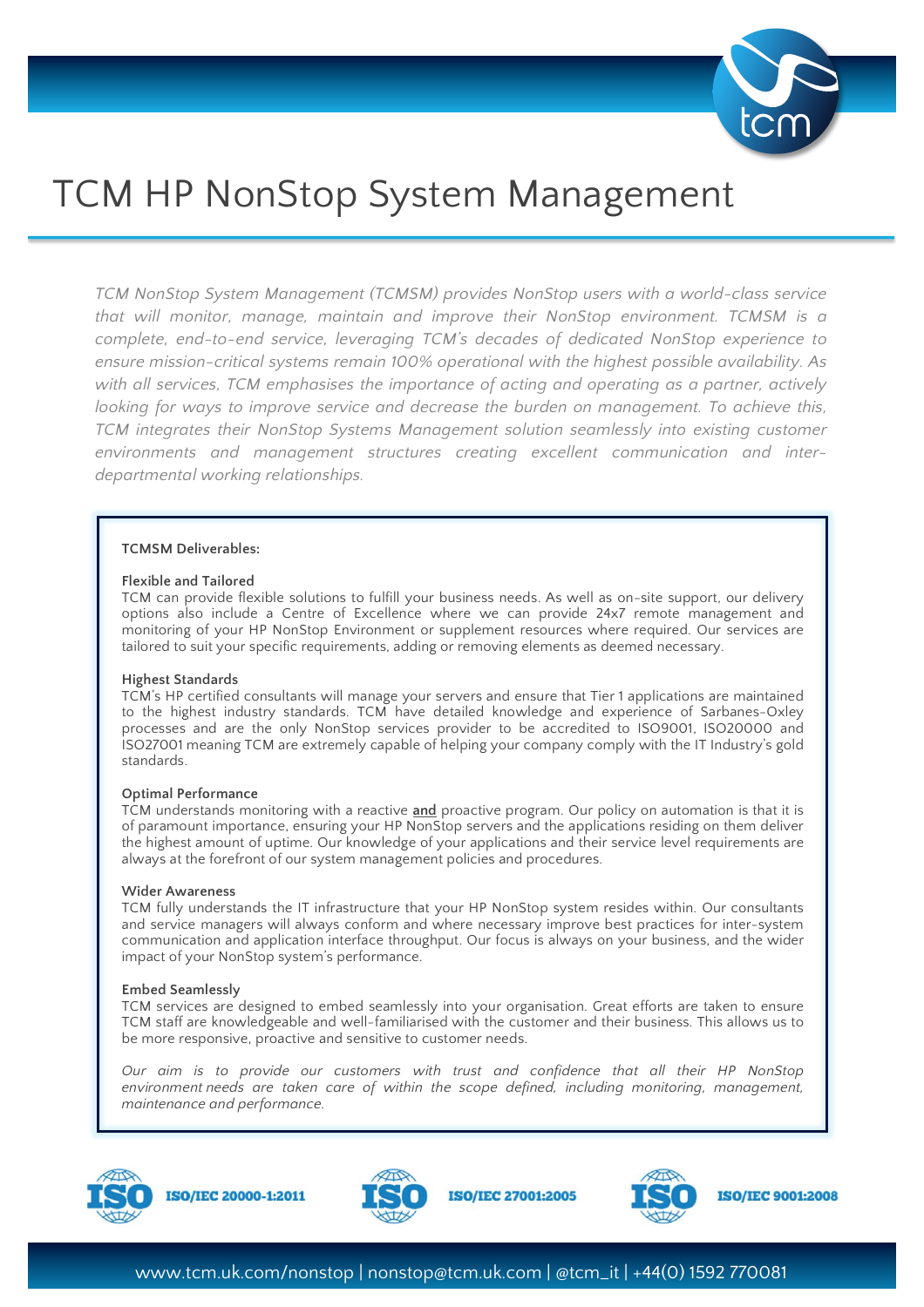# TCM HP NonStop System Management

*TCM NonStop System Management (TCMSM) provides NonStop users with a world-class service that will monitor, manage, maintain and improve their NonStop environment. TCMSM is a complete, end-to-end service, leveraging TCM's decades of dedicated NonStop experience to ensure mission-critical systems remain 100% operational with the highest possible availability. As with all services, TCM emphasises the importance of acting and operating as a partner, actively looking for ways to improve service and decrease the burden on management. To achieve this, TCM integrates their NonStop Systems Management solution seamlessly into existing customer environments and management structures creating excellent communication and inter-departmental working relationships.*

**TCMSM Deliverables:**

**Flexible and Tailored**
TCM can provide flexible solutions to fulfill your business needs. As well as on-site support, our delivery options also include a Centre of Excellence where we can provide 24x7 remote management and monitoring of your HP NonStop Environment or supplement resources where required. Our services are tailored to suit your specific requirements, adding or removing elements as deemed necessary.

**Highest Standards**
TCM's HP certified consultants will manage your servers and ensure that Tier 1 applications are maintained to the highest industry standards. TCM have detailed knowledge and experience of Sarbanes-Oxley processes and are the only NonStop services provider to be accredited to ISO9001, ISO20000 and ISO27001 meaning TCM are extremely capable of helping your company comply with the IT Industry's gold standards.

**Optimal Performance**
TCM understands monitoring with a reactive **and** proactive program. Our policy on automation is that it is of paramount importance, ensuring your HP NonStop servers and the applications residing on them deliver the highest amount of uptime. Our knowledge of your applications and their service level requirements are always at the forefront of our system management policies and procedures.

**Wider Awareness**
TCM fully understands the IT infrastructure that your HP NonStop system resides within. Our consultants and service managers will always conform and where necessary improve best practices for inter-system communication and application interface throughput. Our focus is always on your business, and the wider impact of your NonStop system's performance.

**Embed Seamlessly**
TCM services are designed to embed seamlessly into your organisation. Great efforts are taken to ensure TCM staff are knowledgeable and well-familiarised with the customer and their business. This allows us to be more responsive, proactive and sensitive to customer needs.

*Our aim is to provide our customers with trust and confidence that all their HP NonStop environment needs are taken care of within the scope defined, including monitoring, management, maintenance and performance.*

ISO/IEC 20000-1:2011 | ISO/IEC 27001:2005 | ISO/IEC 9001:2008

www.tcm.uk.com/nonstop | nonstop@tcm.uk.com | @tcm_it | +44(0) 1592 770081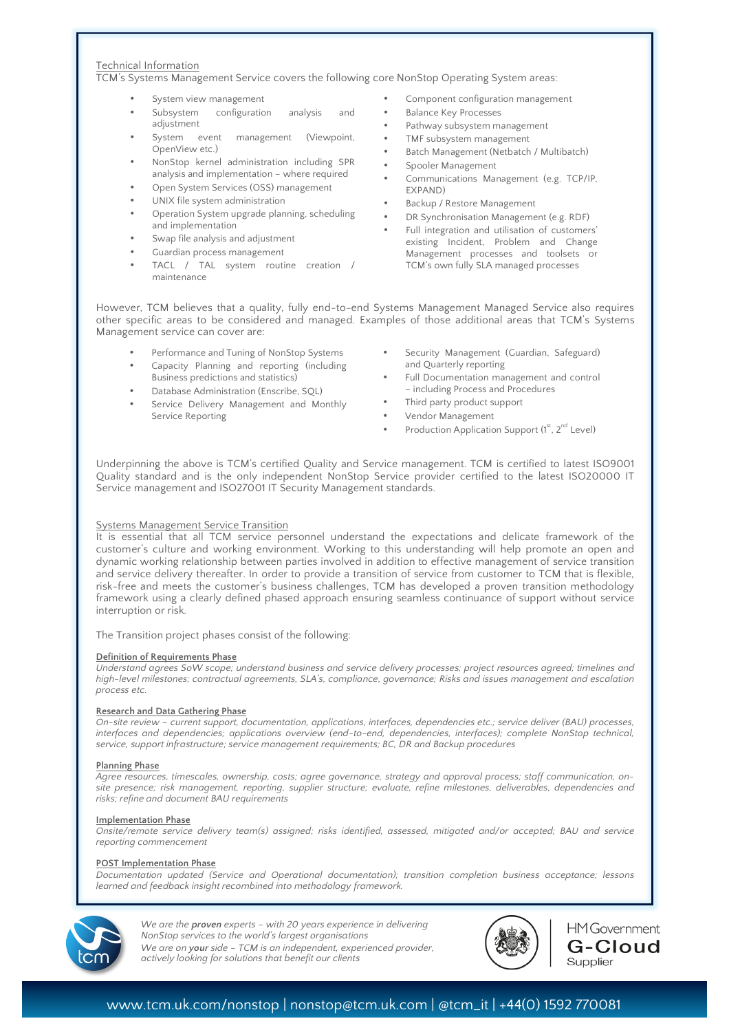Technical Information

TCM's Systems Management Service covers the following core NonStop Operating System areas:

- System view management
- Subsystem configuration analysis and adjustment
- System event management (Viewpoint, OpenView etc.)
- NonStop kernel administration including SPR analysis and implementation – where required
- Open System Services (OSS) management
- UNIX file system administration
- Operation System upgrade planning, scheduling and implementation
- Swap file analysis and adjustment
- Guardian process management
- TACL / TAL system routine creation / maintenance
- Component configuration management
- Balance Key Processes
- Pathway subsystem management
- TMF subsystem management
- Batch Management (Netbatch / Multibatch)
- Spooler Management
- Communications Management (e.g. TCP/IP, EXPAND)
- Backup / Restore Management
- DR Synchronisation Management (e.g. RDF)
- Full integration and utilisation of customers' existing Incident, Problem and Change Management processes and toolsets or TCM's own fully SLA managed processes

However, TCM believes that a quality, fully end-to-end Systems Management Managed Service also requires other specific areas to be considered and managed. Examples of those additional areas that TCM's Systems Management service can cover are:

- Performance and Tuning of NonStop Systems
- Capacity Planning and reporting (including Business predictions and statistics)
- Database Administration (Enscribe, SQL)
- Service Delivery Management and Monthly Service Reporting
- Security Management (Guardian, Safeguard) and Quarterly reporting
- Full Documentation management and control – including Process and Procedures
- Third party product support
- Vendor Management
- Production Application Support (1st, 2nd Level)

Underpinning the above is TCM's certified Quality and Service management. TCM is certified to latest ISO9001 Quality standard and is the only independent NonStop Service provider certified to the latest ISO20000 IT Service management and ISO27001 IT Security Management standards.

Systems Management Service Transition

It is essential that all TCM service personnel understand the expectations and delicate framework of the customer's culture and working environment. Working to this understanding will help promote an open and dynamic working relationship between parties involved in addition to effective management of service transition and service delivery thereafter. In order to provide a transition of service from customer to TCM that is flexible, risk-free and meets the customer's business challenges, TCM has developed a proven transition methodology framework using a clearly defined phased approach ensuring seamless continuance of support without service interruption or risk.

The Transition project phases consist of the following:

**Definition of Requirements Phase**

*Understand agrees SoW scope; understand business and service delivery processes; project resources agreed; timelines and high-level milestones; contractual agreements, SLA's, compliance, governance; Risks and issues management and escalation process etc.*

**Research and Data Gathering Phase**

*On-site review – current support, documentation, applications, interfaces, dependencies etc.; service deliver (BAU) processes, interfaces and dependencies; applications overview (end-to-end, dependencies, interfaces); complete NonStop technical, service, support infrastructure; service management requirements; BC, DR and Backup procedures*

**Planning Phase**

*Agree resources, timescales, ownership, costs; agree governance, strategy and approval process; staff communication, on-site presence; risk management, reporting, supplier structure; evaluate, refine milestones, deliverables, dependencies and risks; refine and document BAU requirements*

**Implementation Phase**

*Onsite/remote service delivery team(s) assigned; risks identified, assessed, mitigated and/or accepted; BAU and service reporting commencement*

**POST Implementation Phase**

*Documentation updated (Service and Operational documentation); transition completion business acceptance; lessons learned and feedback insight recombined into methodology framework.*

*We are the **proven** experts – with 20 years experience in delivering NonStop services to the world's largest organisations*
*We are on **your** side – TCM is an independent, experienced provider, actively looking for solutions that benefit our clients*

HM Government G-Cloud Supplier

www.tcm.uk.com/nonstop | nonstop@tcm.uk.com | @tcm_it | +44(0) 1592 770081